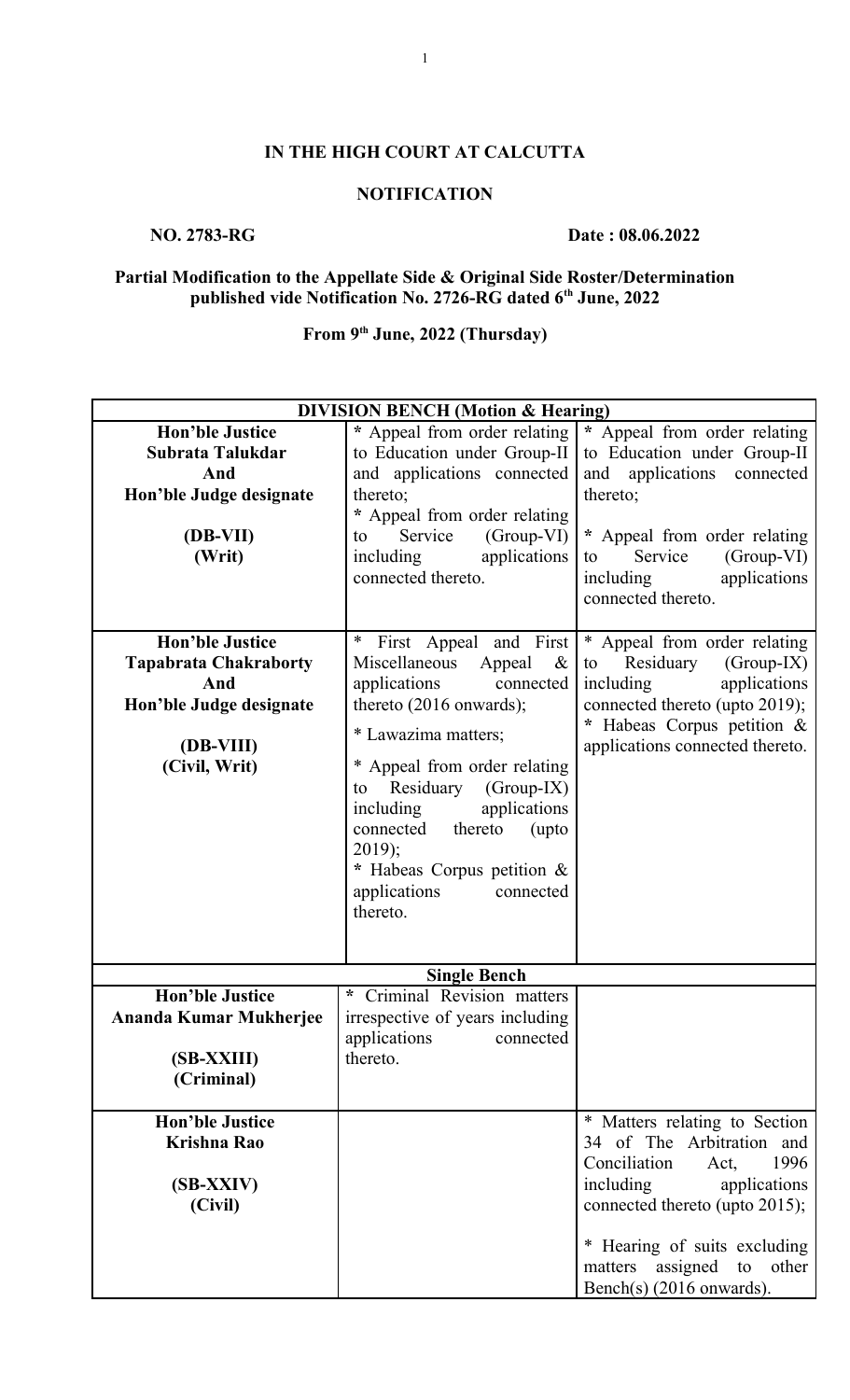**IN THE HIGH COURT AT CALCUTTA**

**NOTIFICATION**

**NO. 2783-RG** **Date : 08.06.2022**

**Partial Modification to the Appellate Side & Original Side Roster/Determination published vide Notification No. 2726-RG dated 6th June, 2022**

**From 9th June, 2022 (Thursday)**

| **DIVISION BENCH (Motion & Hearing)** | | |
|---|---|---|
| **Hon'ble Justice Subrata Talukdar And Hon'ble Judge designate (DB-VII) (Writ)** | * Appeal from order relating to Education under Group-II and applications connected thereto;<br>* Appeal from order relating to Service (Group-VI) including applications connected thereto. | * Appeal from order relating to Education under Group-II and applications connected thereto;<br>* Appeal from order relating to Service (Group-VI) including applications connected thereto. |
| **Hon'ble Justice Tapabrata Chakraborty And Hon'ble Judge designate (DB-VIII) (Civil, Writ)** | * First Appeal and First Miscellaneous Appeal & applications connected thereto (2016 onwards);<br>* Lawazima matters;<br>* Appeal from order relating to Residuary (Group-IX) including applications connected thereto (upto 2019);<br>* Habeas Corpus petition & applications connected thereto. | * Appeal from order relating to Residuary (Group-IX) including applications connected thereto (upto 2019);<br>* Habeas Corpus petition & applications connected thereto. |
| **Single Bench** | | |
| **Hon'ble Justice Ananda Kumar Mukherjee (SB-XXIII) (Criminal)** | * Criminal Revision matters irrespective of years including applications connected thereto. | |
| **Hon'ble Justice Krishna Rao (SB-XXIV) (Civil)** | | * Matters relating to Section 34 of The Arbitration and Conciliation Act, 1996 including applications connected thereto (upto 2015);<br>* Hearing of suits excluding matters assigned to other Bench(s) (2016 onwards). |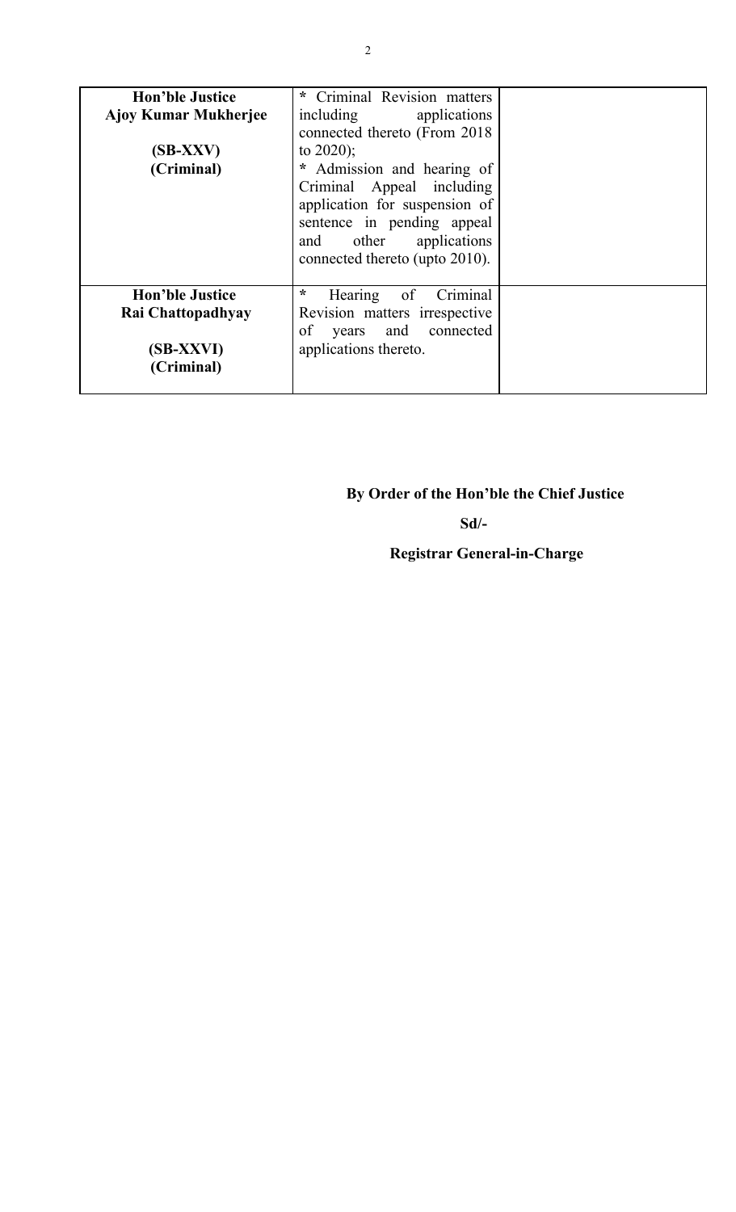| | | |
|---|---|---|
| **Hon'ble Justice Ajoy Kumar Mukherjee**<br><br>**(SB-XXV)**<br>**(Criminal)** | * Criminal Revision matters including applications connected thereto (From 2018 to 2020);<br>* Admission and hearing of Criminal Appeal including application for suspension of sentence in pending appeal and other applications connected thereto (upto 2010). | |
| **Hon'ble Justice Rai Chattopadhyay**<br><br>**(SB-XXVI)**<br>**(Criminal)** | * Hearing of Criminal Revision matters irrespective of years and connected applications thereto. | |

**By Order of the Hon'ble the Chief Justice**

**Sd/-**

**Registrar General-in-Charge**